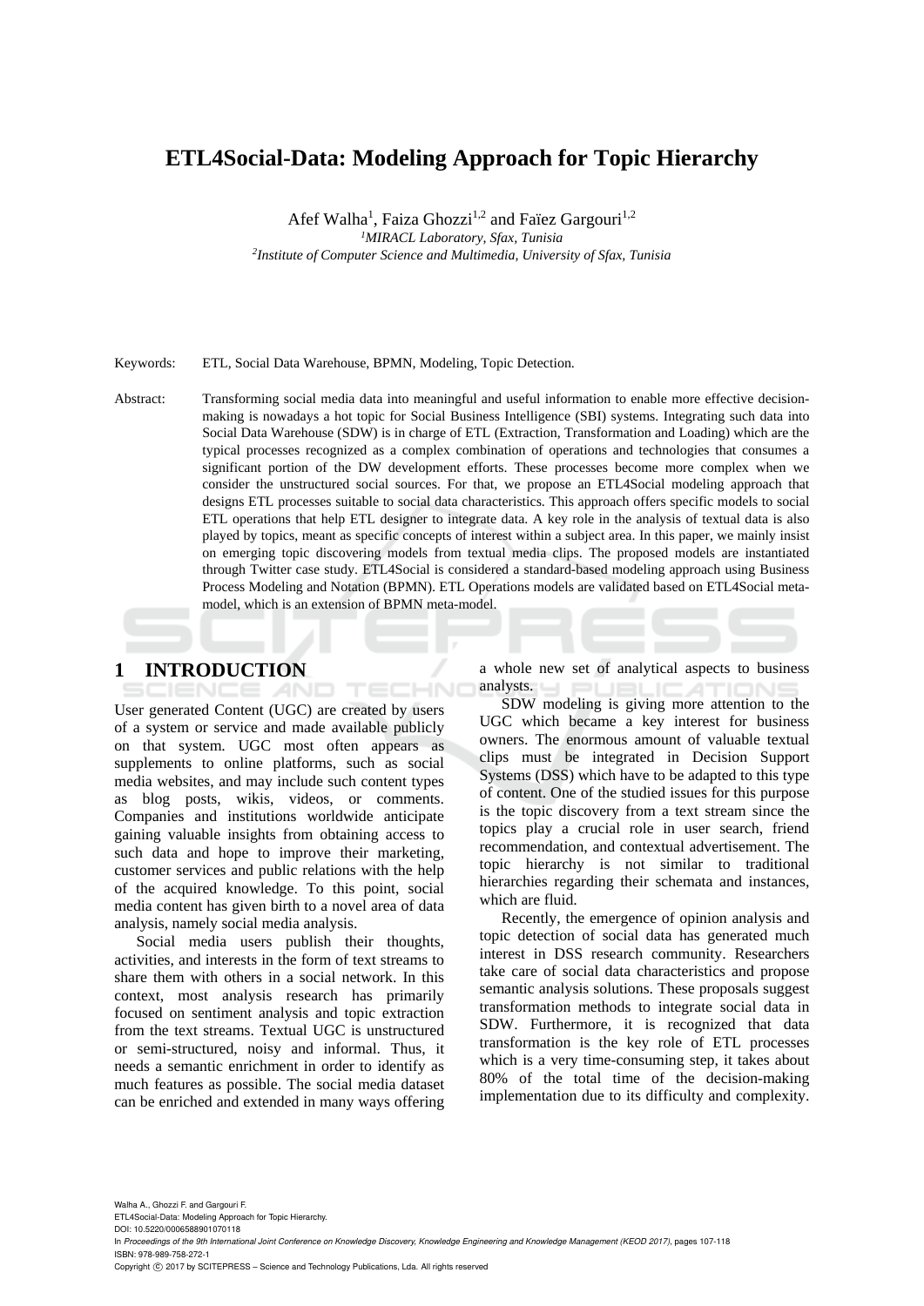# ETL4Social-Data: Modeling Approach for Topic Hierarchy

Afef Walha[1], Faiza Ghozzi[1,2] and Faïez Gargouri[1,2]

[1]*MIRACL Laboratory, Sfax, Tunisia*

[2]*Institute of Computer Science and Multimedia, University of Sfax, Tunisia*

Keywords: ETL, Social Data Warehouse, BPMN, Modeling, Topic Detection.

Abstract: Transforming social media data into meaningful and useful information to enable more effective decision-making is nowadays a hot topic for Social Business Intelligence (SBI) systems. Integrating such data into Social Data Warehouse (SDW) is in charge of ETL (Extraction, Transformation and Loading) which are the typical processes recognized as a complex combination of operations and technologies that consumes a significant portion of the DW development efforts. These processes become more complex when we consider the unstructured social sources. For that, we propose an ETL4Social modeling approach that designs ETL processes suitable to social data characteristics. This approach offers specific models to social ETL operations that help ETL designer to integrate data. A key role in the analysis of textual data is also played by topics, meant as specific concepts of interest within a subject area. In this paper, we mainly insist on emerging topic discovering models from textual media clips. The proposed models are instantiated through Twitter case study. ETL4Social is considered a standard-based modeling approach using Business Process Modeling and Notation (BPMN). ETL Operations models are validated based on ETL4Social meta-model, which is an extension of BPMN meta-model.

## 1 INTRODUCTION

User generated Content (UGC) are created by users of a system or service and made available publicly on that system. UGC most often appears as supplements to online platforms, such as social media websites, and may include such content types as blog posts, wikis, videos, or comments. Companies and institutions worldwide anticipate gaining valuable insights from obtaining access to such data and hope to improve their marketing, customer services and public relations with the help of the acquired knowledge. To this point, social media content has given birth to a novel area of data analysis, namely social media analysis.

Social media users publish their thoughts, activities, and interests in the form of text streams to share them with others in a social network. In this context, most analysis research has primarily focused on sentiment analysis and topic extraction from the text streams. Textual UGC is unstructured or semi-structured, noisy and informal. Thus, it needs a semantic enrichment in order to identify as much features as possible. The social media dataset can be enriched and extended in many ways offering a whole new set of analytical aspects to business analysts.

SDW modeling is giving more attention to the UGC which became a key interest for business owners. The enormous amount of valuable textual clips must be integrated in Decision Support Systems (DSS) which have to be adapted to this type of content. One of the studied issues for this purpose is the topic discovery from a text stream since the topics play a crucial role in user search, friend recommendation, and contextual advertisement. The topic hierarchy is not similar to traditional hierarchies regarding their schemata and instances, which are fluid.

Recently, the emergence of opinion analysis and topic detection of social data has generated much interest in DSS research community. Researchers take care of social data characteristics and propose semantic analysis solutions. These proposals suggest transformation methods to integrate social data in SDW. Furthermore, it is recognized that data transformation is the key role of ETL processes which is a very time-consuming step, it takes about 80% of the total time of the decision-making implementation due to its difficulty and complexity.

Walha A., Ghozzi F. and Gargouri F.
ETL4Social-Data: Modeling Approach for Topic Hierarchy.
DOI: 10.5220/0006588901070118
In *Proceedings of the 9th International Joint Conference on Knowledge Discovery, Knowledge Engineering and Knowledge Management (KEOD 2017)*, pages 107-118
ISBN: 978-989-758-272-1
Copyright © 2017 by SCITEPRESS – Science and Technology Publications, Lda. All rights reserved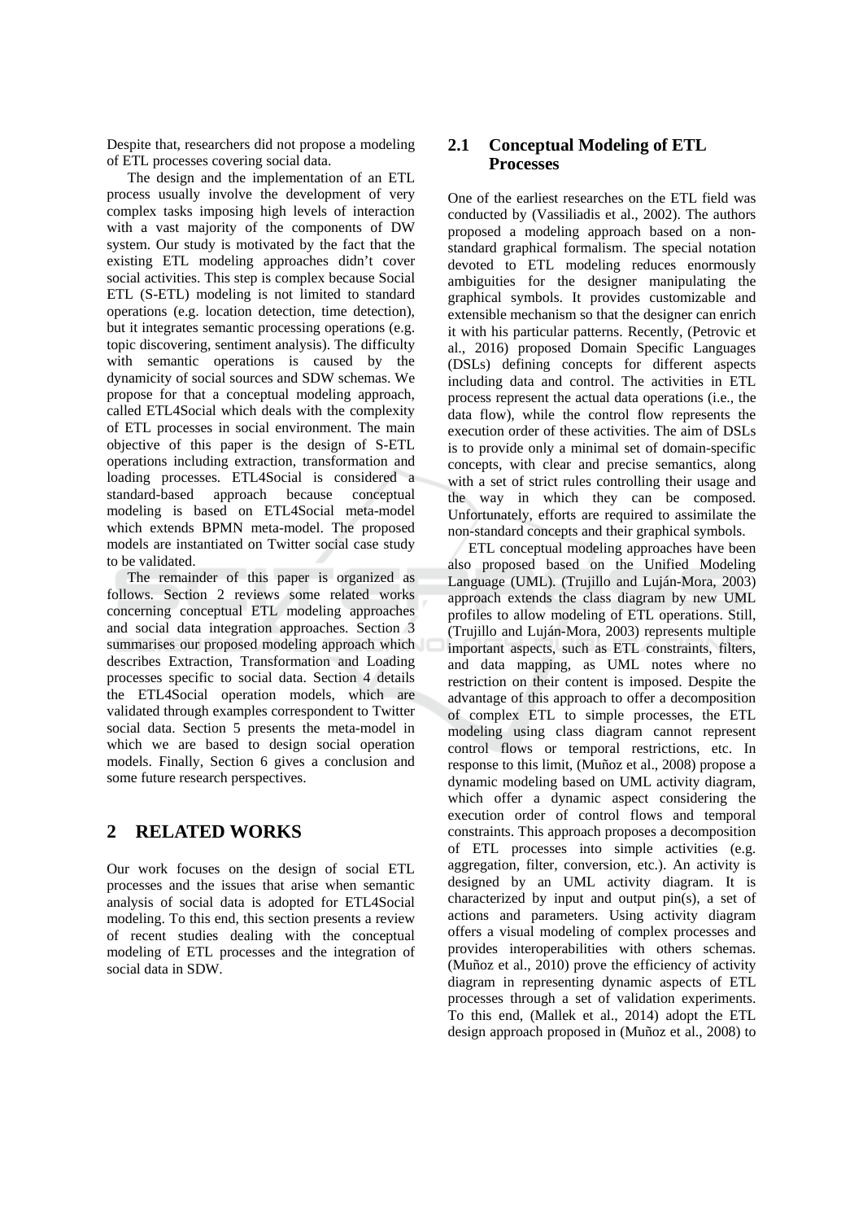Despite that, researchers did not propose a modeling of ETL processes covering social data.

The design and the implementation of an ETL process usually involve the development of very complex tasks imposing high levels of interaction with a vast majority of the components of DW system. Our study is motivated by the fact that the existing ETL modeling approaches didn't cover social activities. This step is complex because Social ETL (S-ETL) modeling is not limited to standard operations (e.g. location detection, time detection), but it integrates semantic processing operations (e.g. topic discovering, sentiment analysis). The difficulty with semantic operations is caused by the dynamicity of social sources and SDW schemas. We propose for that a conceptual modeling approach, called ETL4Social which deals with the complexity of ETL processes in social environment. The main objective of this paper is the design of S-ETL operations including extraction, transformation and loading processes. ETL4Social is considered a standard-based approach because conceptual modeling is based on ETL4Social meta-model which extends BPMN meta-model. The proposed models are instantiated on Twitter social case study to be validated.

The remainder of this paper is organized as follows. Section 2 reviews some related works concerning conceptual ETL modeling approaches and social data integration approaches. Section 3 summarises our proposed modeling approach which describes Extraction, Transformation and Loading processes specific to social data. Section 4 details the ETL4Social operation models, which are validated through examples correspondent to Twitter social data. Section 5 presents the meta-model in which we are based to design social operation models. Finally, Section 6 gives a conclusion and some future research perspectives.

## 2 RELATED WORKS

Our work focuses on the design of social ETL processes and the issues that arise when semantic analysis of social data is adopted for ETL4Social modeling. To this end, this section presents a review of recent studies dealing with the conceptual modeling of ETL processes and the integration of social data in SDW.

### 2.1 Conceptual Modeling of ETL Processes

One of the earliest researches on the ETL field was conducted by (Vassiliadis et al., 2002). The authors proposed a modeling approach based on a non-standard graphical formalism. The special notation devoted to ETL modeling reduces enormously ambiguities for the designer manipulating the graphical symbols. It provides customizable and extensible mechanism so that the designer can enrich it with his particular patterns. Recently, (Petrovic et al., 2016) proposed Domain Specific Languages (DSLs) defining concepts for different aspects including data and control. The activities in ETL process represent the actual data operations (i.e., the data flow), while the control flow represents the execution order of these activities. The aim of DSLs is to provide only a minimal set of domain-specific concepts, with clear and precise semantics, along with a set of strict rules controlling their usage and the way in which they can be composed. Unfortunately, efforts are required to assimilate the non-standard concepts and their graphical symbols.

ETL conceptual modeling approaches have been also proposed based on the Unified Modeling Language (UML). (Trujillo and Luján-Mora, 2003) approach extends the class diagram by new UML profiles to allow modeling of ETL operations. Still, (Trujillo and Luján-Mora, 2003) represents multiple important aspects, such as ETL constraints, filters, and data mapping, as UML notes where no restriction on their content is imposed. Despite the advantage of this approach to offer a decomposition of complex ETL to simple processes, the ETL modeling using class diagram cannot represent control flows or temporal restrictions, etc. In response to this limit, (Muñoz et al., 2008) propose a dynamic modeling based on UML activity diagram, which offer a dynamic aspect considering the execution order of control flows and temporal constraints. This approach proposes a decomposition of ETL processes into simple activities (e.g. aggregation, filter, conversion, etc.). An activity is designed by an UML activity diagram. It is characterized by input and output pin(s), a set of actions and parameters. Using activity diagram offers a visual modeling of complex processes and provides interoperabilities with others schemas. (Muñoz et al., 2010) prove the efficiency of activity diagram in representing dynamic aspects of ETL processes through a set of validation experiments. To this end, (Mallek et al., 2014) adopt the ETL design approach proposed in (Muñoz et al., 2008) to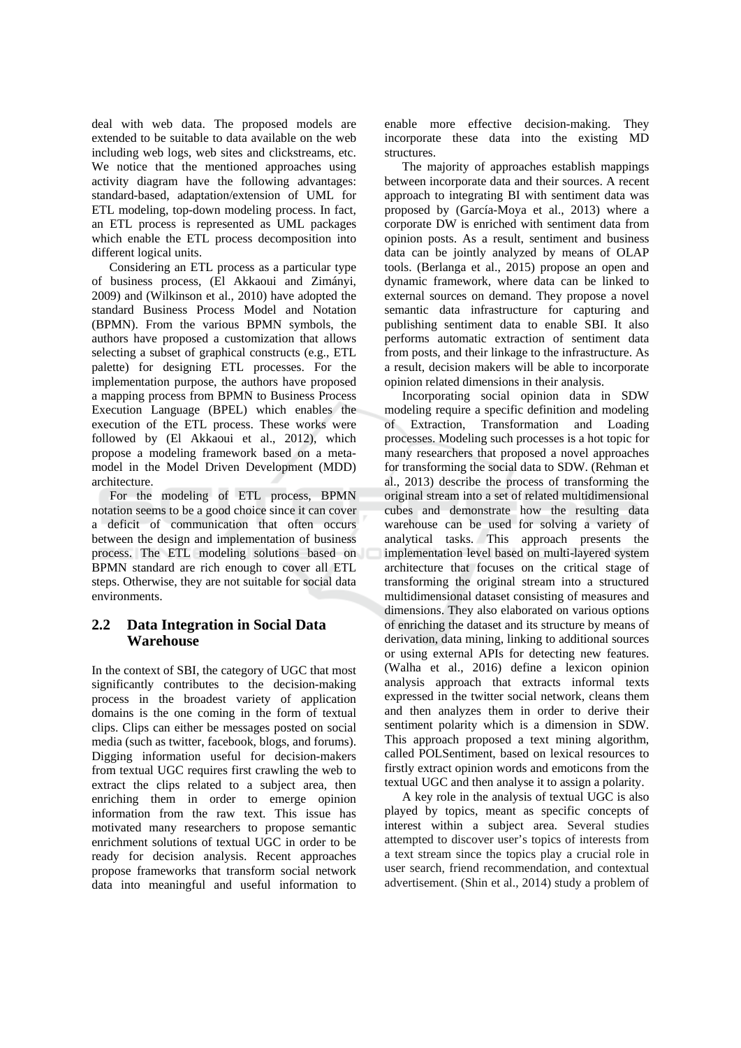deal with web data. The proposed models are extended to be suitable to data available on the web including web logs, web sites and clickstreams, etc. We notice that the mentioned approaches using activity diagram have the following advantages: standard-based, adaptation/extension of UML for ETL modeling, top-down modeling process. In fact, an ETL process is represented as UML packages which enable the ETL process decomposition into different logical units.

Considering an ETL process as a particular type of business process, (El Akkaoui and Zimányi, 2009) and (Wilkinson et al., 2010) have adopted the standard Business Process Model and Notation (BPMN). From the various BPMN symbols, the authors have proposed a customization that allows selecting a subset of graphical constructs (e.g., ETL palette) for designing ETL processes. For the implementation purpose, the authors have proposed a mapping process from BPMN to Business Process Execution Language (BPEL) which enables the execution of the ETL process. These works were followed by (El Akkaoui et al., 2012), which propose a modeling framework based on a meta-model in the Model Driven Development (MDD) architecture.

For the modeling of ETL process, BPMN notation seems to be a good choice since it can cover a deficit of communication that often occurs between the design and implementation of business process. The ETL modeling solutions based on BPMN standard are rich enough to cover all ETL steps. Otherwise, they are not suitable for social data environments.

## 2.2 Data Integration in Social Data Warehouse

In the context of SBI, the category of UGC that most significantly contributes to the decision-making process in the broadest variety of application domains is the one coming in the form of textual clips. Clips can either be messages posted on social media (such as twitter, facebook, blogs, and forums). Digging information useful for decision-makers from textual UGC requires first crawling the web to extract the clips related to a subject area, then enriching them in order to emerge opinion information from the raw text. This issue has motivated many researchers to propose semantic enrichment solutions of textual UGC in order to be ready for decision analysis. Recent approaches propose frameworks that transform social network data into meaningful and useful information to enable more effective decision-making. They incorporate these data into the existing MD structures.

The majority of approaches establish mappings between incorporate data and their sources. A recent approach to integrating BI with sentiment data was proposed by (García-Moya et al., 2013) where a corporate DW is enriched with sentiment data from opinion posts. As a result, sentiment and business data can be jointly analyzed by means of OLAP tools. (Berlanga et al., 2015) propose an open and dynamic framework, where data can be linked to external sources on demand. They propose a novel semantic data infrastructure for capturing and publishing sentiment data to enable SBI. It also performs automatic extraction of sentiment data from posts, and their linkage to the infrastructure. As a result, decision makers will be able to incorporate opinion related dimensions in their analysis.

Incorporating social opinion data in SDW modeling require a specific definition and modeling of Extraction, Transformation and Loading processes. Modeling such processes is a hot topic for many researchers that proposed a novel approaches for transforming the social data to SDW. (Rehman et al., 2013) describe the process of transforming the original stream into a set of related multidimensional cubes and demonstrate how the resulting data warehouse can be used for solving a variety of analytical tasks. This approach presents the implementation level based on multi-layered system architecture that focuses on the critical stage of transforming the original stream into a structured multidimensional dataset consisting of measures and dimensions. They also elaborated on various options of enriching the dataset and its structure by means of derivation, data mining, linking to additional sources or using external APIs for detecting new features. (Walha et al., 2016) define a lexicon opinion analysis approach that extracts informal texts expressed in the twitter social network, cleans them and then analyzes them in order to derive their sentiment polarity which is a dimension in SDW. This approach proposed a text mining algorithm, called POLSentiment, based on lexical resources to firstly extract opinion words and emoticons from the textual UGC and then analyse it to assign a polarity.

A key role in the analysis of textual UGC is also played by topics, meant as specific concepts of interest within a subject area. Several studies attempted to discover user's topics of interests from a text stream since the topics play a crucial role in user search, friend recommendation, and contextual advertisement. (Shin et al., 2014) study a problem of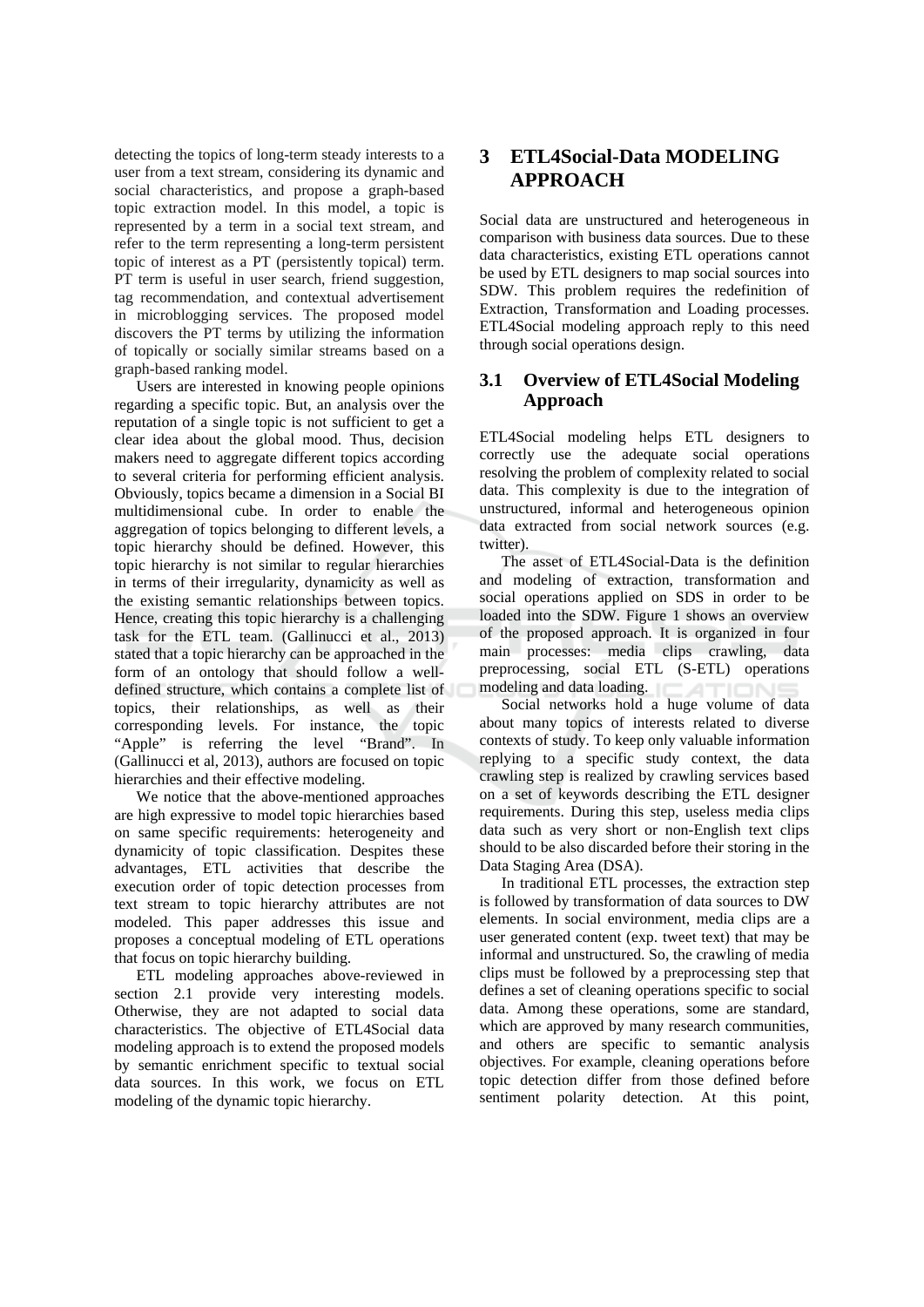detecting the topics of long-term steady interests to a user from a text stream, considering its dynamic and social characteristics, and propose a graph-based topic extraction model. In this model, a topic is represented by a term in a social text stream, and refer to the term representing a long-term persistent topic of interest as a PT (persistently topical) term. PT term is useful in user search, friend suggestion, tag recommendation, and contextual advertisement in microblogging services. The proposed model discovers the PT terms by utilizing the information of topically or socially similar streams based on a graph-based ranking model.

Users are interested in knowing people opinions regarding a specific topic. But, an analysis over the reputation of a single topic is not sufficient to get a clear idea about the global mood. Thus, decision makers need to aggregate different topics according to several criteria for performing efficient analysis. Obviously, topics became a dimension in a Social BI multidimensional cube. In order to enable the aggregation of topics belonging to different levels, a topic hierarchy should be defined. However, this topic hierarchy is not similar to regular hierarchies in terms of their irregularity, dynamicity as well as the existing semantic relationships between topics. Hence, creating this topic hierarchy is a challenging task for the ETL team. (Gallinucci et al., 2013) stated that a topic hierarchy can be approached in the form of an ontology that should follow a well-defined structure, which contains a complete list of topics, their relationships, as well as their corresponding levels. For instance, the topic "Apple" is referring the level "Brand". In (Gallinucci et al, 2013), authors are focused on topic hierarchies and their effective modeling.

We notice that the above-mentioned approaches are high expressive to model topic hierarchies based on same specific requirements: heterogeneity and dynamicity of topic classification. Despites these advantages, ETL activities that describe the execution order of topic detection processes from text stream to topic hierarchy attributes are not modeled. This paper addresses this issue and proposes a conceptual modeling of ETL operations that focus on topic hierarchy building.

ETL modeling approaches above-reviewed in section 2.1 provide very interesting models. Otherwise, they are not adapted to social data characteristics. The objective of ETL4Social data modeling approach is to extend the proposed models by semantic enrichment specific to textual social data sources. In this work, we focus on ETL modeling of the dynamic topic hierarchy.

# 3 ETL4Social-Data MODELING APPROACH

Social data are unstructured and heterogeneous in comparison with business data sources. Due to these data characteristics, existing ETL operations cannot be used by ETL designers to map social sources into SDW. This problem requires the redefinition of Extraction, Transformation and Loading processes. ETL4Social modeling approach reply to this need through social operations design.

## 3.1 Overview of ETL4Social Modeling Approach

ETL4Social modeling helps ETL designers to correctly use the adequate social operations resolving the problem of complexity related to social data. This complexity is due to the integration of unstructured, informal and heterogeneous opinion data extracted from social network sources (e.g. twitter).

The asset of ETL4Social-Data is the definition and modeling of extraction, transformation and social operations applied on SDS in order to be loaded into the SDW. Figure 1 shows an overview of the proposed approach. It is organized in four main processes: media clips crawling, data preprocessing, social ETL (S-ETL) operations modeling and data loading.

Social networks hold a huge volume of data about many topics of interests related to diverse contexts of study. To keep only valuable information replying to a specific study context, the data crawling step is realized by crawling services based on a set of keywords describing the ETL designer requirements. During this step, useless media clips data such as very short or non-English text clips should to be also discarded before their storing in the Data Staging Area (DSA).

In traditional ETL processes, the extraction step is followed by transformation of data sources to DW elements. In social environment, media clips are a user generated content (exp. tweet text) that may be informal and unstructured. So, the crawling of media clips must be followed by a preprocessing step that defines a set of cleaning operations specific to social data. Among these operations, some are standard, which are approved by many research communities, and others are specific to semantic analysis objectives. For example, cleaning operations before topic detection differ from those defined before sentiment polarity detection. At this point,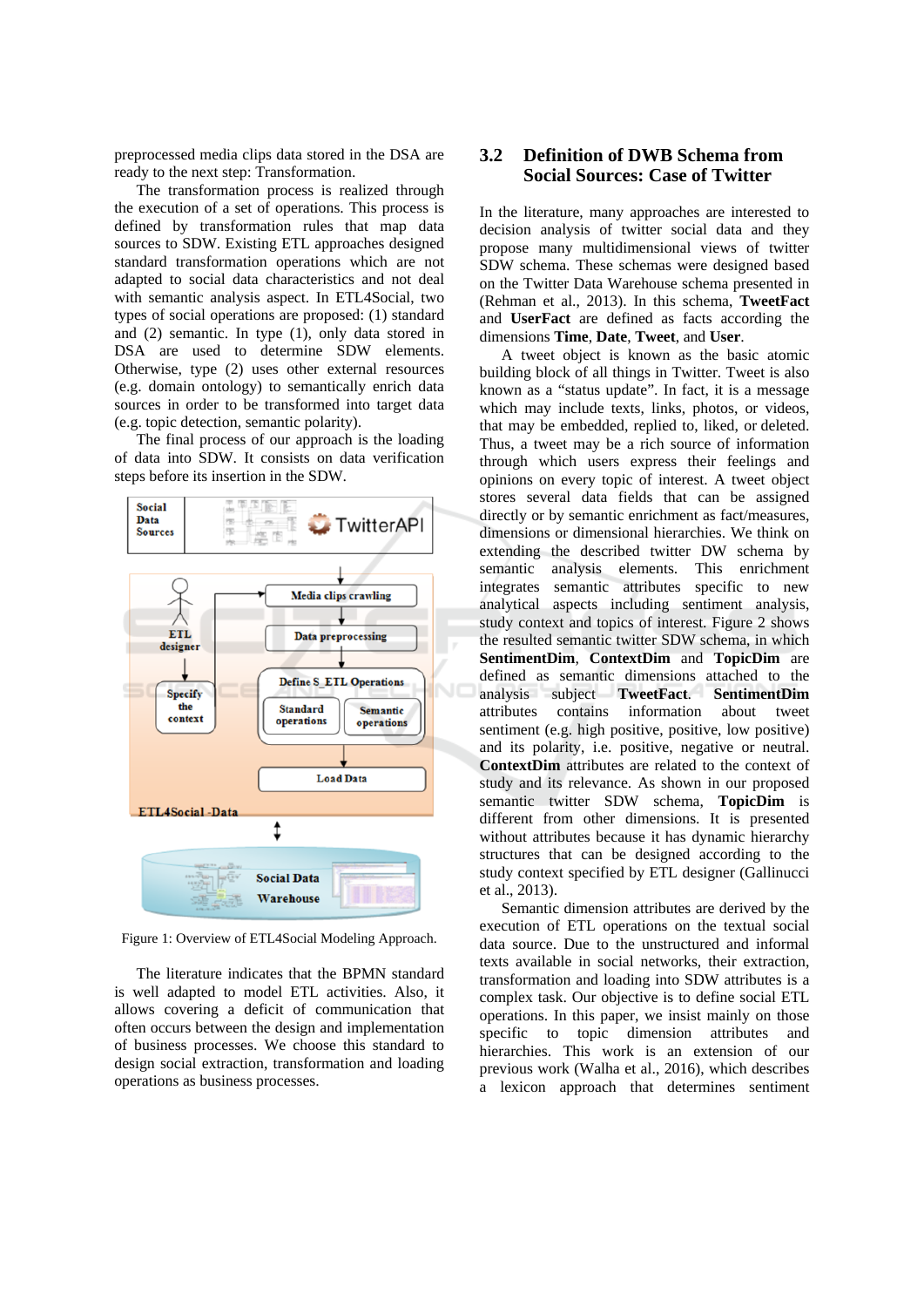preprocessed media clips data stored in the DSA are ready to the next step: Transformation.

The transformation process is realized through the execution of a set of operations. This process is defined by transformation rules that map data sources to SDW. Existing ETL approaches designed standard transformation operations which are not adapted to social data characteristics and not deal with semantic analysis aspect. In ETL4Social, two types of social operations are proposed: (1) standard and (2) semantic. In type (1), only data stored in DSA are used to determine SDW elements. Otherwise, type (2) uses other external resources (e.g. domain ontology) to semantically enrich data sources in order to be transformed into target data (e.g. topic detection, semantic polarity).

The final process of our approach is the loading of data into SDW. It consists on data verification steps before its insertion in the SDW.

Figure 1: Overview of ETL4Social Modeling Approach.

The literature indicates that the BPMN standard is well adapted to model ETL activities. Also, it allows covering a deficit of communication that often occurs between the design and implementation of business processes. We choose this standard to design social extraction, transformation and loading operations as business processes.

## 3.2 Definition of DWB Schema from Social Sources: Case of Twitter

In the literature, many approaches are interested to decision analysis of twitter social data and they propose many multidimensional views of twitter SDW schema. These schemas were designed based on the Twitter Data Warehouse schema presented in (Rehman et al., 2013). In this schema, **TweetFact** and **UserFact** are defined as facts according the dimensions **Time**, **Date**, **Tweet**, and **User**.

A tweet object is known as the basic atomic building block of all things in Twitter. Tweet is also known as a "status update". In fact, it is a message which may include texts, links, photos, or videos, that may be embedded, replied to, liked, or deleted. Thus, a tweet may be a rich source of information through which users express their feelings and opinions on every topic of interest. A tweet object stores several data fields that can be assigned directly or by semantic enrichment as fact/measures, dimensions or dimensional hierarchies. We think on extending the described twitter DW schema by semantic analysis elements. This enrichment integrates semantic attributes specific to new analytical aspects including sentiment analysis, study context and topics of interest. Figure 2 shows the resulted semantic twitter SDW schema, in which **SentimentDim**, **ContextDim** and **TopicDim** are defined as semantic dimensions attached to the analysis subject **TweetFact**. **SentimentDim** attributes contains information about tweet sentiment (e.g. high positive, positive, low positive) and its polarity, i.e. positive, negative or neutral. **ContextDim** attributes are related to the context of study and its relevance. As shown in our proposed semantic twitter SDW schema, **TopicDim** is different from other dimensions. It is presented without attributes because it has dynamic hierarchy structures that can be designed according to the study context specified by ETL designer (Gallinucci et al., 2013).

Semantic dimension attributes are derived by the execution of ETL operations on the textual social data source. Due to the unstructured and informal texts available in social networks, their extraction, transformation and loading into SDW attributes is a complex task. Our objective is to define social ETL operations. In this paper, we insist mainly on those specific to topic dimension attributes and hierarchies. This work is an extension of our previous work (Walha et al., 2016), which describes a lexicon approach that determines sentiment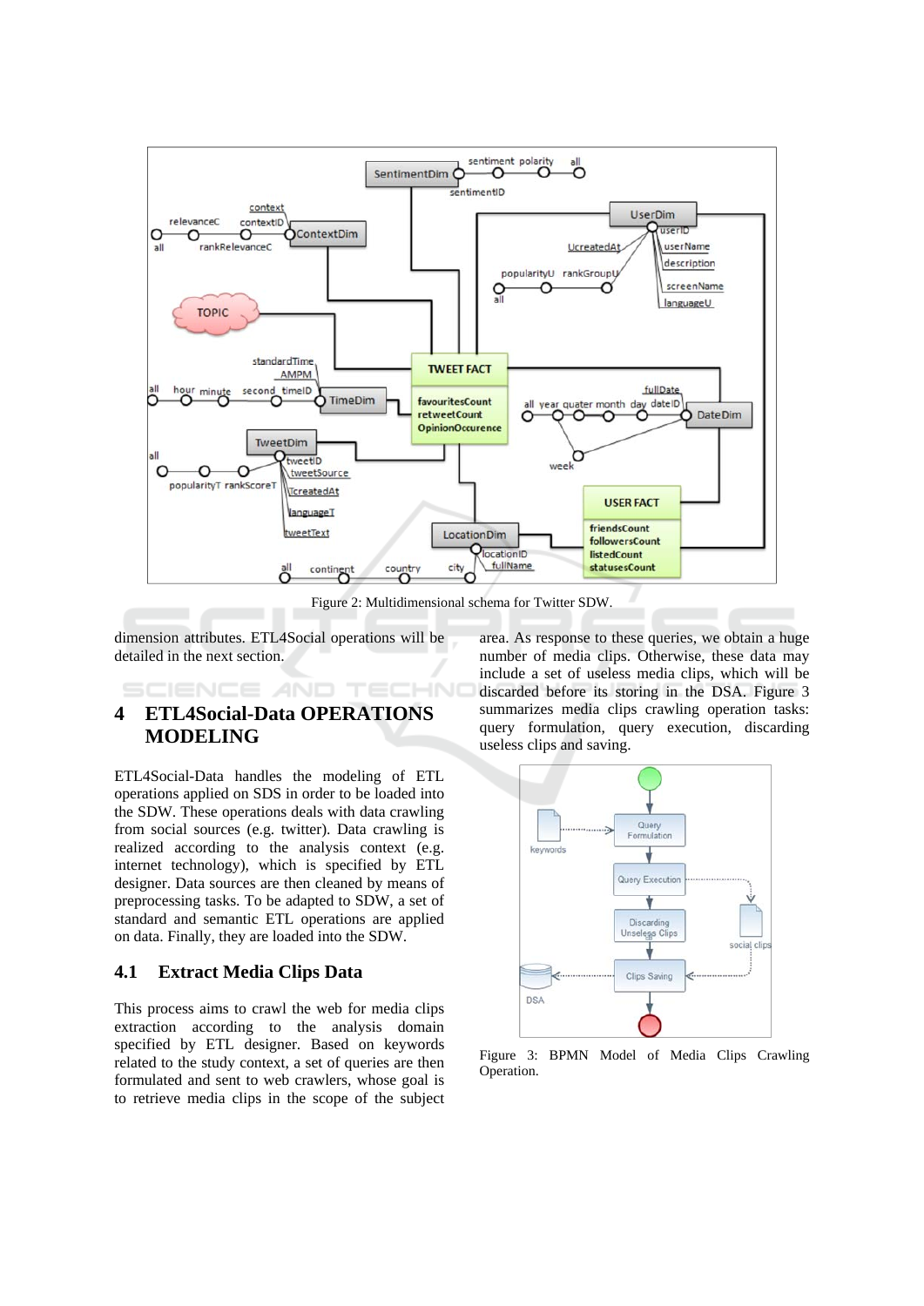Figure 2: Multidimensional schema for Twitter SDW.

dimension attributes. ETL4Social operations will be detailed in the next section.

## 4 ETL4Social-Data OPERATIONS MODELING

ETL4Social-Data handles the modeling of ETL operations applied on SDS in order to be loaded into the SDW. These operations deals with data crawling from social sources (e.g. twitter). Data crawling is realized according to the analysis context (e.g. internet technology), which is specified by ETL designer. Data sources are then cleaned by means of preprocessing tasks. To be adapted to SDW, a set of standard and semantic ETL operations are applied on data. Finally, they are loaded into the SDW.

### 4.1 Extract Media Clips Data

This process aims to crawl the web for media clips extraction according to the analysis domain specified by ETL designer. Based on keywords related to the study context, a set of queries are then formulated and sent to web crawlers, whose goal is to retrieve media clips in the scope of the subject area. As response to these queries, we obtain a huge number of media clips. Otherwise, these data may include a set of useless media clips, which will be discarded before its storing in the DSA. Figure 3 summarizes media clips crawling operation tasks: query formulation, query execution, discarding useless clips and saving.

Figure 3: BPMN Model of Media Clips Crawling Operation.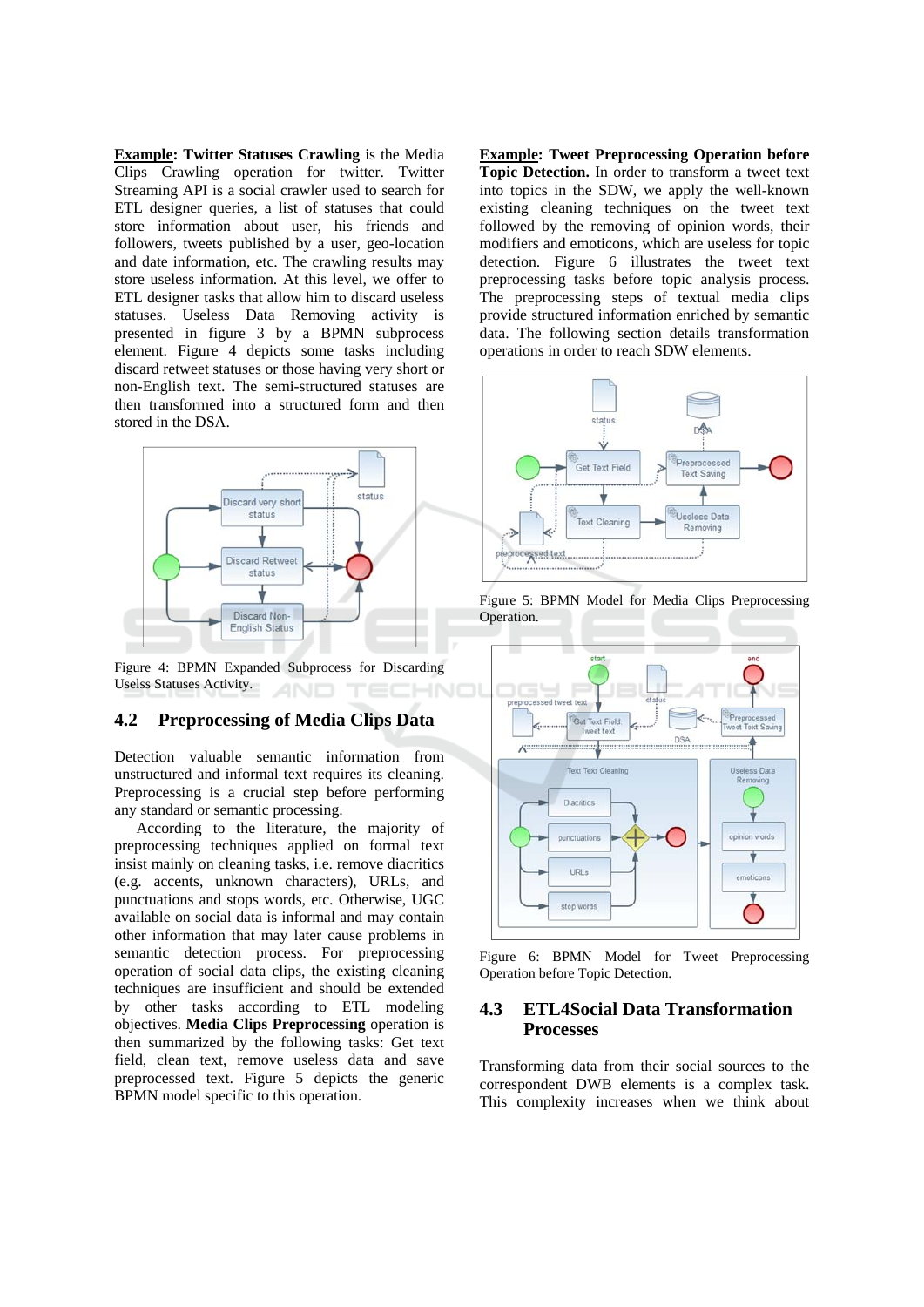**Example: Twitter Statuses Crawling** is the Media Clips Crawling operation for twitter. Twitter Streaming API is a social crawler used to search for ETL designer queries, a list of statuses that could store information about user, his friends and followers, tweets published by a user, geo-location and date information, etc. The crawling results may store useless information. At this level, we offer to ETL designer tasks that allow him to discard useless statuses. Useless Data Removing activity is presented in figure 3 by a BPMN subprocess element. Figure 4 depicts some tasks including discard retweet statuses or those having very short or non-English text. The semi-structured statuses are then transformed into a structured form and then stored in the DSA.

Figure 4: BPMN Expanded Subprocess for Discarding Uselss Statuses Activity.

## 4.2 Preprocessing of Media Clips Data

Detection valuable semantic information from unstructured and informal text requires its cleaning. Preprocessing is a crucial step before performing any standard or semantic processing.

According to the literature, the majority of preprocessing techniques applied on formal text insist mainly on cleaning tasks, i.e. remove diacritics (e.g. accents, unknown characters), URLs, and punctuations and stops words, etc. Otherwise, UGC available on social data is informal and may contain other information that may later cause problems in semantic detection process. For preprocessing operation of social data clips, the existing cleaning techniques are insufficient and should be extended by other tasks according to ETL modeling objectives. **Media Clips Preprocessing** operation is then summarized by the following tasks: Get text field, clean text, remove useless data and save preprocessed text. Figure 5 depicts the generic BPMN model specific to this operation.

**Example: Tweet Preprocessing Operation before Topic Detection.** In order to transform a tweet text into topics in the SDW, we apply the well-known existing cleaning techniques on the tweet text followed by the removing of opinion words, their modifiers and emoticons, which are useless for topic detection. Figure 6 illustrates the tweet text preprocessing tasks before topic analysis process. The preprocessing steps of textual media clips provide structured information enriched by semantic data. The following section details transformation operations in order to reach SDW elements.

Figure 5: BPMN Model for Media Clips Preprocessing Operation.

Figure 6: BPMN Model for Tweet Preprocessing Operation before Topic Detection.

## 4.3 ETL4Social Data Transformation Processes

Transforming data from their social sources to the correspondent DWB elements is a complex task. This complexity increases when we think about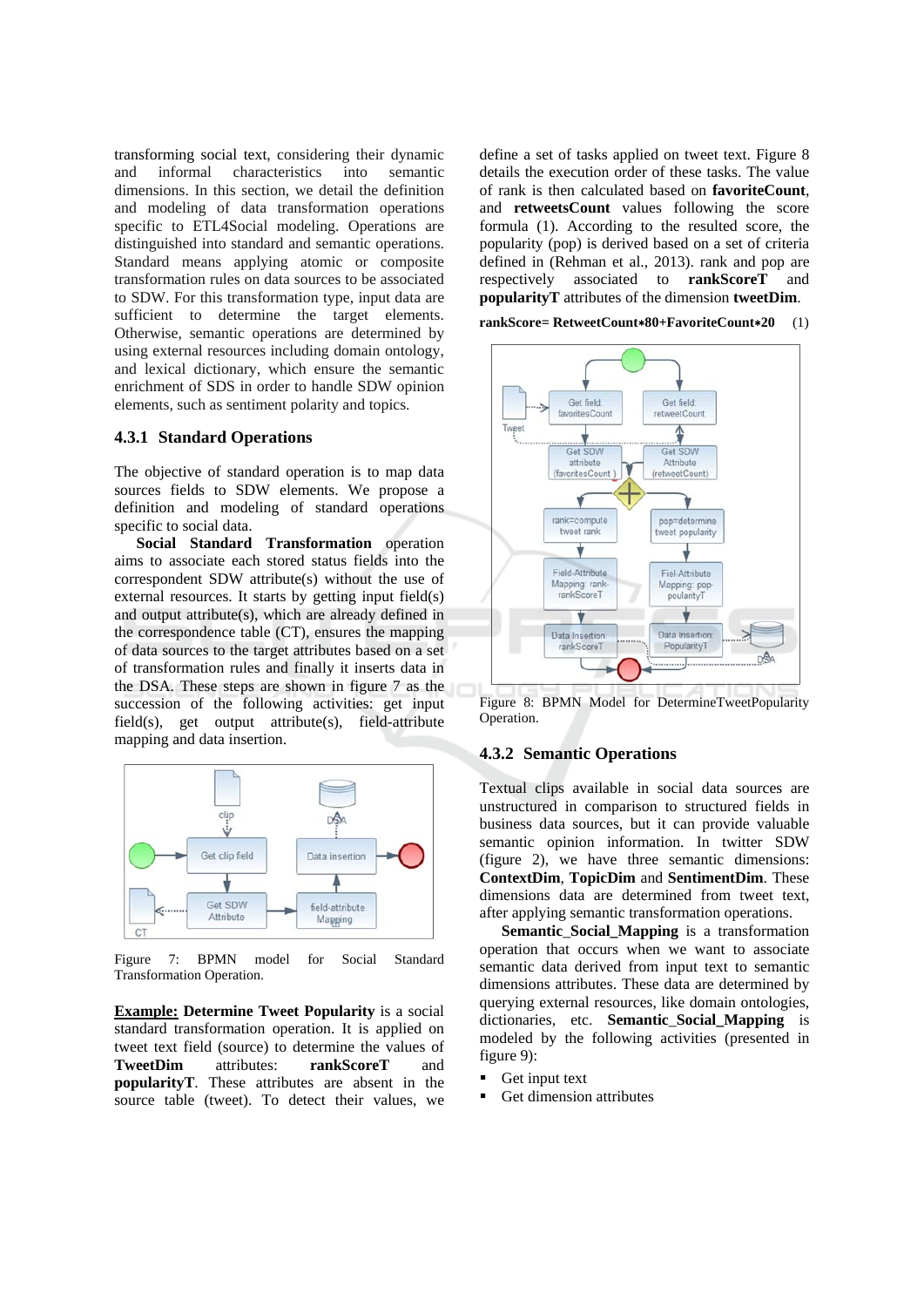transforming social text, considering their dynamic and informal characteristics into semantic dimensions. In this section, we detail the definition and modeling of data transformation operations specific to ETL4Social modeling. Operations are distinguished into standard and semantic operations. Standard means applying atomic or composite transformation rules on data sources to be associated to SDW. For this transformation type, input data are sufficient to determine the target elements. Otherwise, semantic operations are determined by using external resources including domain ontology, and lexical dictionary, which ensure the semantic enrichment of SDS in order to handle SDW opinion elements, such as sentiment polarity and topics.

### 4.3.1 Standard Operations

The objective of standard operation is to map data sources fields to SDW elements. We propose a definition and modeling of standard operations specific to social data.

**Social Standard Transformation** operation aims to associate each stored status fields into the correspondent SDW attribute(s) without the use of external resources. It starts by getting input field(s) and output attribute(s), which are already defined in the correspondence table (CT), ensures the mapping of data sources to the target attributes based on a set of transformation rules and finally it inserts data in the DSA. These steps are shown in figure 7 as the succession of the following activities: get input field(s), get output attribute(s), field-attribute mapping and data insertion.

Figure 7: BPMN model for Social Standard Transformation Operation.

**__Example:__ Determine Tweet Popularity** is a social standard transformation operation. It is applied on tweet text field (source) to determine the values of **TweetDim** attributes: **rankScoreT** and **popularityT**. These attributes are absent in the source table (tweet). To detect their values, we define a set of tasks applied on tweet text. Figure 8 details the execution order of these tasks. The value of rank is then calculated based on **favoriteCount**, and **retweetsCount** values following the score formula (1). According to the resulted score, the popularity (pop) is derived based on a set of criteria defined in (Rehman et al., 2013). rank and pop are respectively associated to **rankScoreT** and **popularityT** attributes of the dimension **tweetDim**.

**rankScore= RetweetCount∗80+FavoriteCount∗20** (1)

Figure 8: BPMN Model for DetermineTweetPopularity Operation.

### 4.3.2 Semantic Operations

Textual clips available in social data sources are unstructured in comparison to structured fields in business data sources, but it can provide valuable semantic opinion information. In twitter SDW (figure 2), we have three semantic dimensions: **ContextDim**, **TopicDim** and **SentimentDim**. These dimensions data are determined from tweet text, after applying semantic transformation operations.

**Semantic_Social_Mapping** is a transformation operation that occurs when we want to associate semantic data derived from input text to semantic dimensions attributes. These data are determined by querying external resources, like domain ontologies, dictionaries, etc. **Semantic_Social_Mapping** is modeled by the following activities (presented in figure 9):

- Get input text
- Get dimension attributes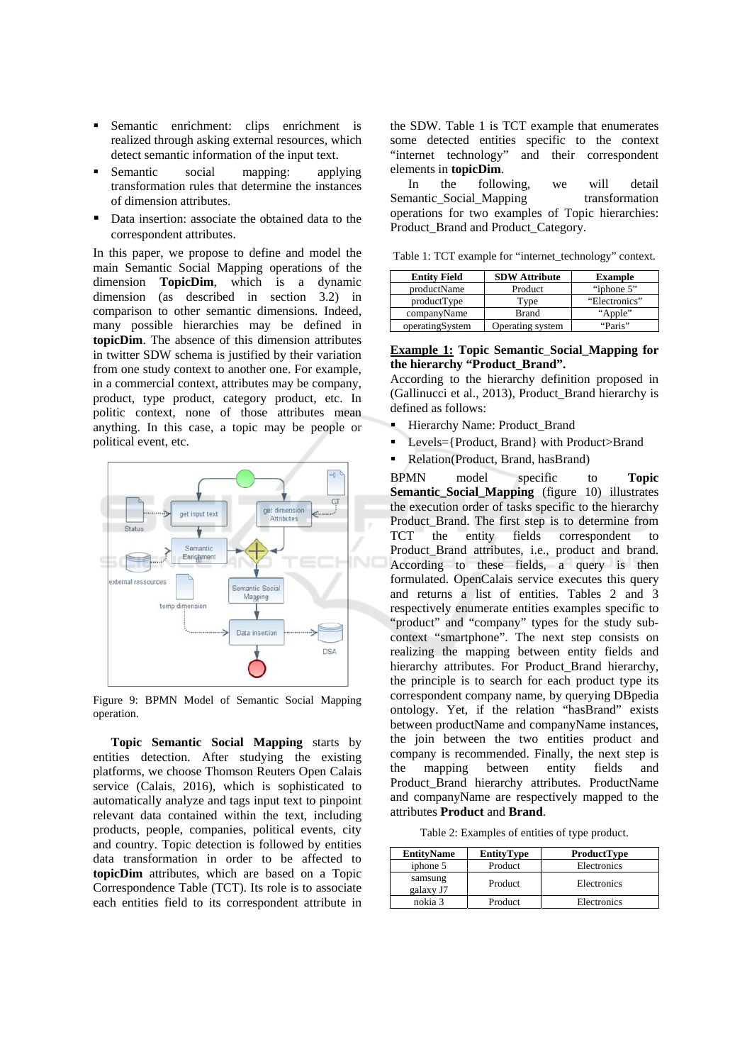- Semantic enrichment: clips enrichment is realized through asking external resources, which detect semantic information of the input text.
- Semantic social mapping: applying transformation rules that determine the instances of dimension attributes.
- Data insertion: associate the obtained data to the correspondent attributes.

In this paper, we propose to define and model the main Semantic Social Mapping operations of the dimension **TopicDim**, which is a dynamic dimension (as described in section 3.2) in comparison to other semantic dimensions. Indeed, many possible hierarchies may be defined in **topicDim**. The absence of this dimension attributes in twitter SDW schema is justified by their variation from one study context to another one. For example, in a commercial context, attributes may be company, product, type product, category product, etc. In politic context, none of those attributes mean anything. In this case, a topic may be people or political event, etc.

Figure 9: BPMN Model of Semantic Social Mapping operation.

**Topic Semantic Social Mapping** starts by entities detection. After studying the existing platforms, we choose Thomson Reuters Open Calais service (Calais, 2016), which is sophisticated to automatically analyze and tags input text to pinpoint relevant data contained within the text, including products, people, companies, political events, city and country. Topic detection is followed by entities data transformation in order to be affected to **topicDim** attributes, which are based on a Topic Correspondence Table (TCT). Its role is to associate each entities field to its correspondent attribute in the SDW. Table 1 is TCT example that enumerates some detected entities specific to the context "internet technology" and their correspondent elements in **topicDim**.

In the following, we will detail Semantic_Social_Mapping transformation operations for two examples of Topic hierarchies: Product_Brand and Product_Category.

Table 1: TCT example for "internet_technology" context.

| Entity Field | SDW Attribute | Example |
|---|---|---|
| productName | Product | "iphone 5" |
| productType | Type | "Electronics" |
| companyName | Brand | "Apple" |
| operatingSystem | Operating system | "Paris" |

**<u>Example 1:</u> Topic Semantic_Social_Mapping for the hierarchy "Product_Brand".**

According to the hierarchy definition proposed in (Gallinucci et al., 2013), Product_Brand hierarchy is defined as follows:

- Hierarchy Name: Product_Brand
- Levels={Product, Brand} with Product>Brand
- Relation(Product, Brand, hasBrand)

BPMN model specific to **Topic Semantic_Social_Mapping** (figure 10) illustrates the execution order of tasks specific to the hierarchy Product_Brand. The first step is to determine from TCT the entity fields correspondent to Product_Brand attributes, i.e., product and brand. According to these fields, a query is then formulated. OpenCalais service executes this query and returns a list of entities. Tables 2 and 3 respectively enumerate entities examples specific to "product" and "company" types for the study sub-context "smartphone". The next step consists on realizing the mapping between entity fields and hierarchy attributes. For Product_Brand hierarchy, the principle is to search for each product type its correspondent company name, by querying DBpedia ontology. Yet, if the relation "hasBrand" exists between productName and companyName instances, the join between the two entities product and company is recommended. Finally, the next step is the mapping between entity fields and Product_Brand hierarchy attributes. ProductName and companyName are respectively mapped to the attributes **Product** and **Brand**.

Table 2: Examples of entities of type product.

| EntityName | EntityType | ProductType |
|---|---|---|
| iphone 5 | Product | Electronics |
| samsung galaxy J7 | Product | Electronics |
| nokia 3 | Product | Electronics |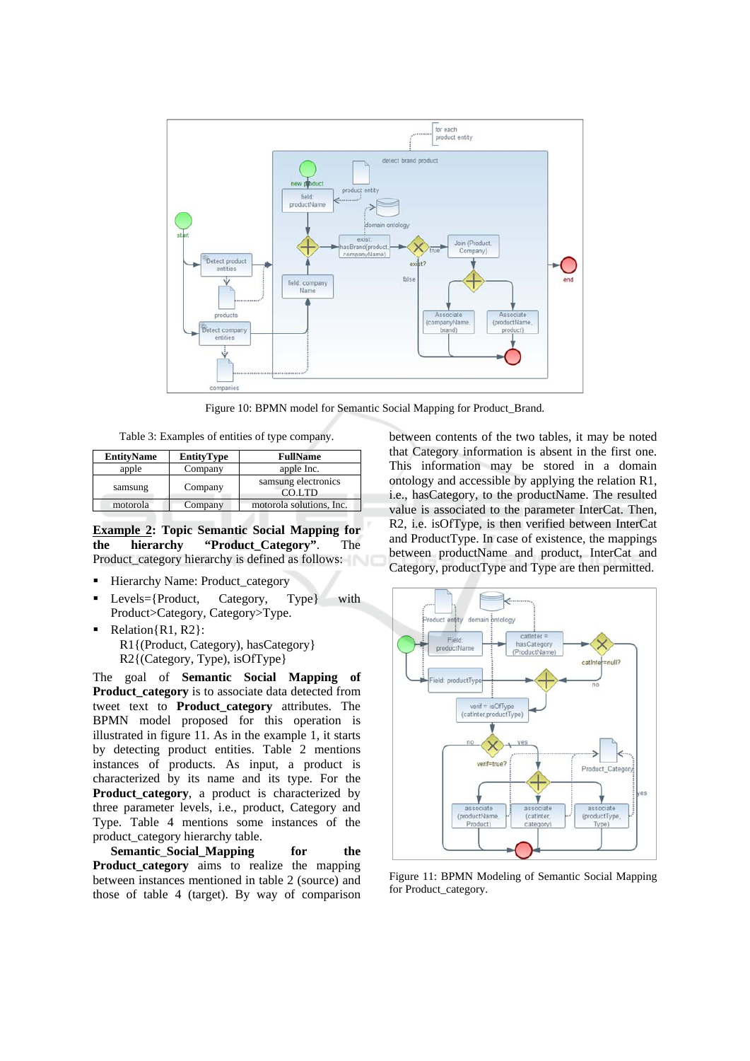Figure 10: BPMN model for Semantic Social Mapping for Product_Brand.

Table 3: Examples of entities of type company.

| EntityName | EntityType | FullName |
|---|---|---|
| apple | Company | apple Inc. |
| samsung | Company | samsung electronics CO.LTD |
| motorola | Company | motorola solutions, Inc. |

**Example 2: Topic Semantic Social Mapping for the hierarchy "Product_Category".** The Product_category hierarchy is defined as follows:

- Hierarchy Name: Product_category
- Levels={Product, Category, Type} with Product>Category, Category>Type.
- Relation{R1, R2}:
  R1{(Product, Category), hasCategory}
  R2{(Category, Type), isOfType}

The goal of **Semantic Social Mapping of Product_category** is to associate data detected from tweet text to **Product_category** attributes. The BPMN model proposed for this operation is illustrated in figure 11. As in the example 1, it starts by detecting product entities. Table 2 mentions instances of products. As input, a product is characterized by its name and its type. For the **Product_category**, a product is characterized by three parameter levels, i.e., product, Category and Type. Table 4 mentions some instances of the product_category hierarchy table.

**Semantic_Social_Mapping for the Product_category** aims to realize the mapping between instances mentioned in table 2 (source) and those of table 4 (target). By way of comparison between contents of the two tables, it may be noted that Category information is absent in the first one. This information may be stored in a domain ontology and accessible by applying the relation R1, i.e., hasCategory, to the productName. The resulted value is associated to the parameter InterCat. Then, R2, i.e. isOfType, is then verified between InterCat and ProductType. In case of existence, the mappings between productName and product, InterCat and Category, productType and Type are then permitted.

Figure 11: BPMN Modeling of Semantic Social Mapping for Product_category.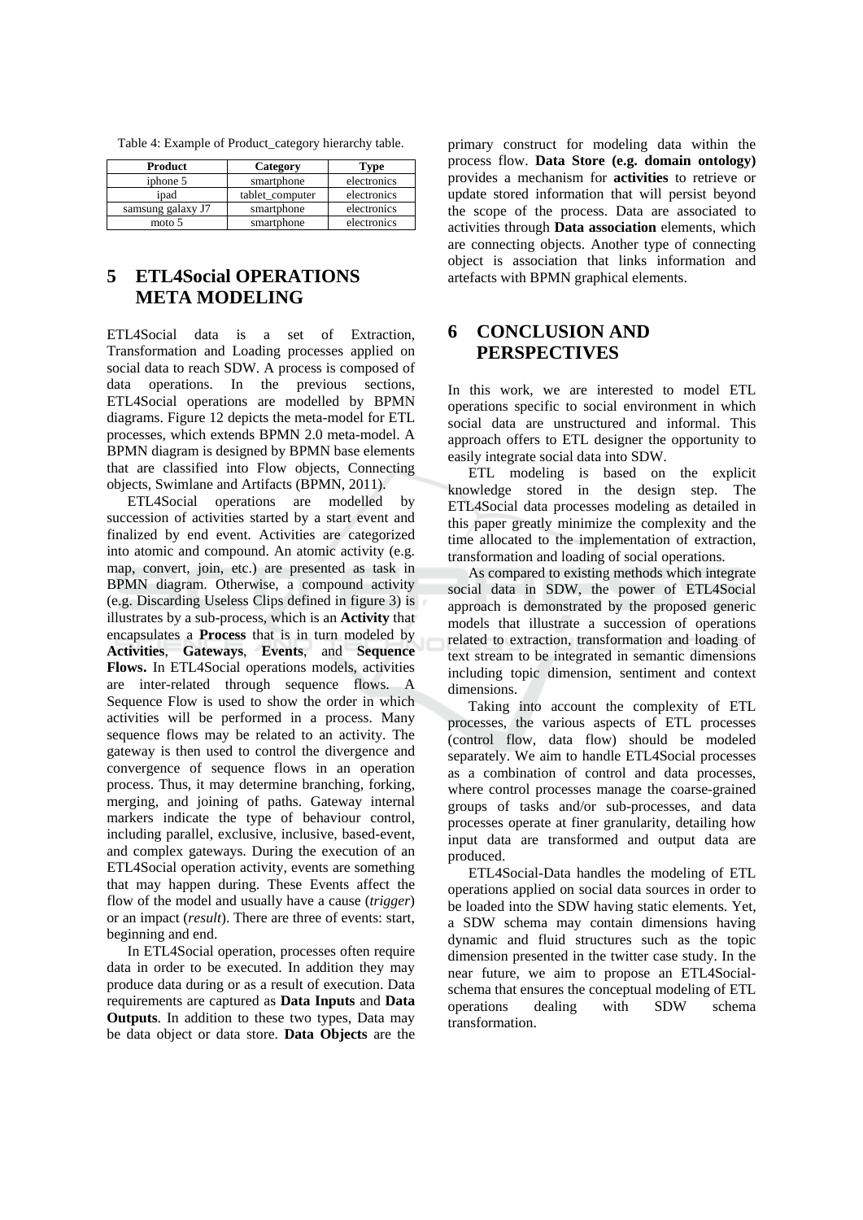Table 4: Example of Product_category hierarchy table.

| Product | Category | Type |
| --- | --- | --- |
| iphone 5 | smartphone | electronics |
| ipad | tablet_computer | electronics |
| samsung galaxy J7 | smartphone | electronics |
| moto 5 | smartphone | electronics |

# 5 ETL4Social OPERATIONS META MODELING

ETL4Social data is a set of Extraction, Transformation and Loading processes applied on social data to reach SDW. A process is composed of data operations. In the previous sections, ETL4Social operations are modelled by BPMN diagrams. Figure 12 depicts the meta-model for ETL processes, which extends BPMN 2.0 meta-model. A BPMN diagram is designed by BPMN base elements that are classified into Flow objects, Connecting objects, Swimlane and Artifacts (BPMN, 2011).

ETL4Social operations are modelled by succession of activities started by a start event and finalized by end event. Activities are categorized into atomic and compound. An atomic activity (e.g. map, convert, join, etc.) are presented as task in BPMN diagram. Otherwise, a compound activity (e.g. Discarding Useless Clips defined in figure 3) is illustrates by a sub-process, which is an **Activity** that encapsulates a **Process** that is in turn modeled by **Activities**, **Gateways**, **Events**, and **Sequence Flows.** In ETL4Social operations models, activities are inter-related through sequence flows. A Sequence Flow is used to show the order in which activities will be performed in a process. Many sequence flows may be related to an activity. The gateway is then used to control the divergence and convergence of sequence flows in an operation process. Thus, it may determine branching, forking, merging, and joining of paths. Gateway internal markers indicate the type of behaviour control, including parallel, exclusive, inclusive, based-event, and complex gateways. During the execution of an ETL4Social operation activity, events are something that may happen during. These Events affect the flow of the model and usually have a cause (*trigger*) or an impact (*result*). There are three of events: start, beginning and end.

In ETL4Social operation, processes often require data in order to be executed. In addition they may produce data during or as a result of execution. Data requirements are captured as **Data Inputs** and **Data Outputs**. In addition to these two types, Data may be data object or data store. **Data Objects** are the primary construct for modeling data within the process flow. **Data Store (e.g. domain ontology)** provides a mechanism for **activities** to retrieve or update stored information that will persist beyond the scope of the process. Data are associated to activities through **Data association** elements, which are connecting objects. Another type of connecting object is association that links information and artefacts with BPMN graphical elements.

# 6 CONCLUSION AND PERSPECTIVES

In this work, we are interested to model ETL operations specific to social environment in which social data are unstructured and informal. This approach offers to ETL designer the opportunity to easily integrate social data into SDW.

ETL modeling is based on the explicit knowledge stored in the design step. The ETL4Social data processes modeling as detailed in this paper greatly minimize the complexity and the time allocated to the implementation of extraction, transformation and loading of social operations.

As compared to existing methods which integrate social data in SDW, the power of ETL4Social approach is demonstrated by the proposed generic models that illustrate a succession of operations related to extraction, transformation and loading of text stream to be integrated in semantic dimensions including topic dimension, sentiment and context dimensions.

Taking into account the complexity of ETL processes, the various aspects of ETL processes (control flow, data flow) should be modeled separately. We aim to handle ETL4Social processes as a combination of control and data processes, where control processes manage the coarse-grained groups of tasks and/or sub-processes, and data processes operate at finer granularity, detailing how input data are transformed and output data are produced.

ETL4Social-Data handles the modeling of ETL operations applied on social data sources in order to be loaded into the SDW having static elements. Yet, a SDW schema may contain dimensions having dynamic and fluid structures such as the topic dimension presented in the twitter case study. In the near future, we aim to propose an ETL4Social-schema that ensures the conceptual modeling of ETL operations dealing with SDW schema transformation.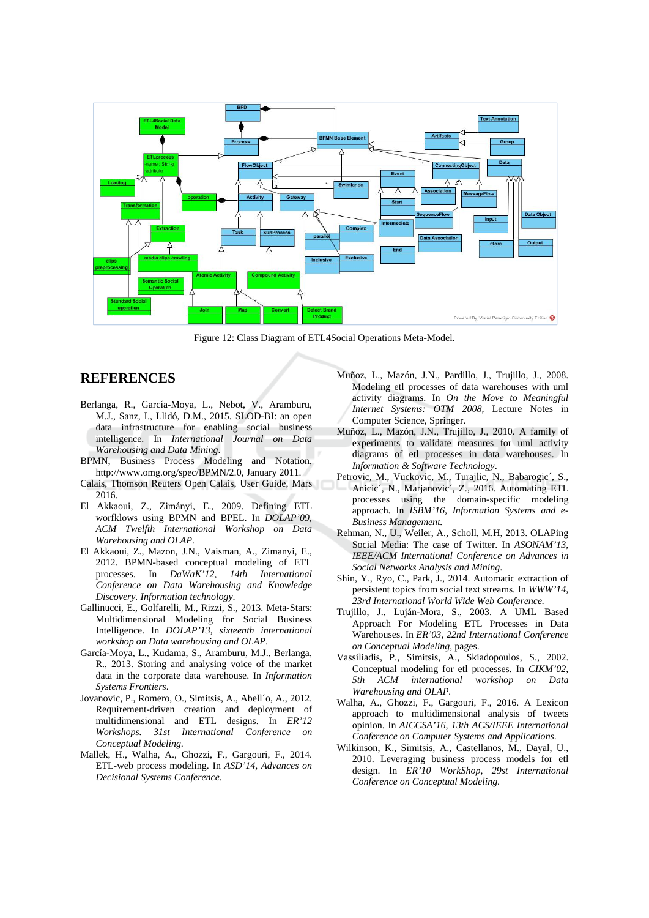Figure 12: Class Diagram of ETL4Social Operations Meta-Model.

## REFERENCES

Berlanga, R., García-Moya, L., Nebot, V., Aramburu, M.J., Sanz, I., Llidó, D.M., 2015. SLOD-BI: an open data infrastructure for enabling social business intelligence. In *International Journal on Data Warehousing and Data Mining*.

BPMN, Business Process Modeling and Notation, http://www.omg.org/spec/BPMN/2.0, January 2011.

Calais, Thomson Reuters Open Calais, User Guide, Mars 2016.

El Akkaoui, Z., Zimányi, E., 2009. Defining ETL worfklows using BPMN and BPEL. In *DOLAP'09, ACM Twelfth International Workshop on Data Warehousing and OLAP*.

El Akkaoui, Z., Mazon, J.N., Vaisman, A., Zimanyi, E., 2012. BPMN-based conceptual modeling of ETL processes. In *DaWaK'12, 14th International Conference on Data Warehousing and Knowledge Discovery. Information technology*.

Gallinucci, E., Golfarelli, M., Rizzi, S., 2013. Meta-Stars: Multidimensional Modeling for Social Business Intelligence. In *DOLAP'13, sixteenth international workshop on Data warehousing and OLAP*.

García-Moya, L., Kudama, S., Aramburu, M.J., Berlanga, R., 2013. Storing and analysing voice of the market data in the corporate data warehouse. In *Information Systems Frontiers*.

Jovanovic, P., Romero, O., Simitsis, A., Abell´o, A., 2012. Requirement-driven creation and deployment of multidimensional and ETL designs. In *ER'12 Workshops. 31st International Conference on Conceptual Modeling.*

Mallek, H., Walha, A., Ghozzi, F., Gargouri, F., 2014. ETL-web process modeling. In *ASD'14, Advances on Decisional Systems Conference*.

Muñoz, L., Mazón, J.N., Pardillo, J., Trujillo, J., 2008. Modeling etl processes of data warehouses with uml activity diagrams. In *On the Move to Meaningful Internet Systems: OTM 2008*, Lecture Notes in Computer Science, Springer.

Muñoz, L., Mazón, J.N., Trujillo, J., 2010. A family of experiments to validate measures for uml activity diagrams of etl processes in data warehouses. In *Information & Software Technology*.

Petrovic, M., Vuckovic, M., Turajlic, N., Babarogic´, S., Anicic´, N., Marjanovic´, Z., 2016. Automating ETL processes using the domain-specific modeling approach. In *ISBM'16, Information Systems and e-Business Management.*

Rehman, N., U., Weiler, A., Scholl, M.H, 2013. OLAPing Social Media: The case of Twitter. In *ASONAM'13, IEEE/ACM International Conference on Advances in Social Networks Analysis and Mining*.

Shin, Y., Ryo, C., Park, J., 2014. Automatic extraction of persistent topics from social text streams. In *WWW'14, 23rd International World Wide Web Conference.*

Trujillo, J., Luján-Mora, S., 2003. A UML Based Approach For Modeling ETL Processes in Data Warehouses. In *ER'03, 22nd International Conference on Conceptual Modeling*, pages.

Vassiliadis, P., Simitsis, A., Skiadopoulos, S., 2002. Conceptual modeling for etl processes. In *CIKM'02, 5th ACM international workshop on Data Warehousing and OLAP.*

Walha, A., Ghozzi, F., Gargouri, F., 2016. A Lexicon approach to multidimensional analysis of tweets opinion. In *AICCSA'16, 13th ACS/IEEE International Conference on Computer Systems and Applications*.

Wilkinson, K., Simitsis, A., Castellanos, M., Dayal, U., 2010. Leveraging business process models for etl design. In *ER'10 WorkShop, 29st International Conference on Conceptual Modeling.*